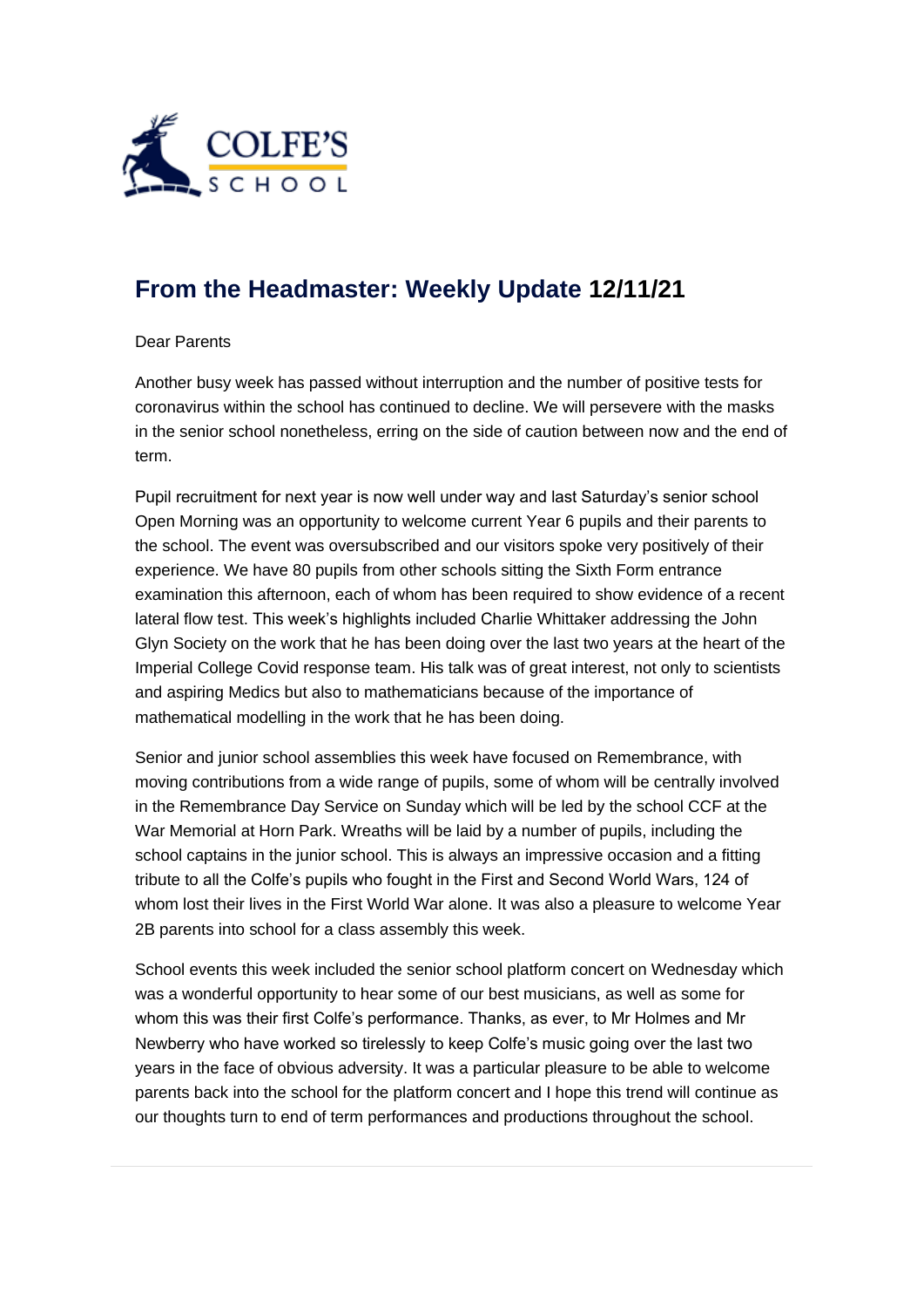# From the Headmaster: Weekly Update 12/11/21

Dear Parents

Another busy week has passed without interruption and the number of positive tests for coronavirus within the school has continued to decline. We will persevere with the masks in the senior school nonetheless, erring on the side of caution between now and the end of term.

Pupil recruitment for next year is now well under way and last Saturday's senior school Open Morning was an opportunity to welcome current Year 6 pupils and their parents to the school. The event was oversubscribed and our visitors spoke very positively of their experience. We have 80 pupils from other schools sitting the Sixth Form entrance examination this afternoon, each of whom has been required to show evidence of a recent lateral flow test. This week's highlights included Charlie Whittaker addressing the John Glyn Society on the work that he has been doing over the last two years at the heart of the Imperial College Covid response team. His talk was of great interest, not only to scientists and aspiring Medics but also to mathematicians because of the importance of mathematical modelling in the work that he has been doing.

Senior and junior school assemblies this week have focused on Remembrance, with moving contributions from a wide range of pupils, some of whom will be centrally involved in the Remembrance Day Service on Sunday which will be led by the school CCF at the War Memorial at Horn Park. Wreaths will be laid by a number of pupils, including the school captains in the junior school. This is always an impressive occasion and a fitting tribute to all the Colfe's pupils who fought in the First and Second World Wars, 124 of whom lost their lives in the First World War alone. It was also a pleasure to welcome Year 2B parents into school for a class assembly this week.

School events this week included the senior school platform concert on Wednesday which was a wonderful opportunity to hear some of our best musicians, as well as some for whom this was their first Colfe's performance. Thanks, as ever, to Mr Holmes and Mr Newberry who have worked so tirelessly to keep Colfe's music going over the last two years in the face of obvious adversity. It was a particular pleasure to be able to welcome parents back into the school for the platform concert and I hope this trend will continue as our thoughts turn to end of term performances and productions throughout the school.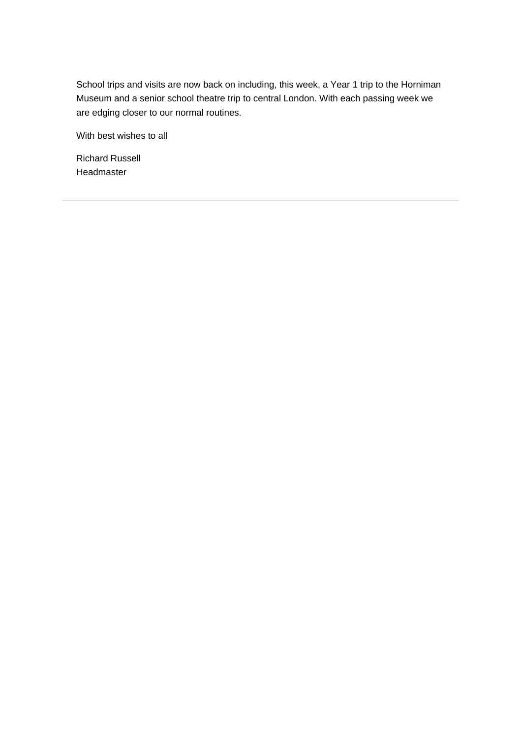School trips and visits are now back on including, this week, a Year 1 trip to the Horniman Museum and a senior school theatre trip to central London. With each passing week we are edging closer to our normal routines.

With best wishes to all

Richard Russell  
Headmaster

---